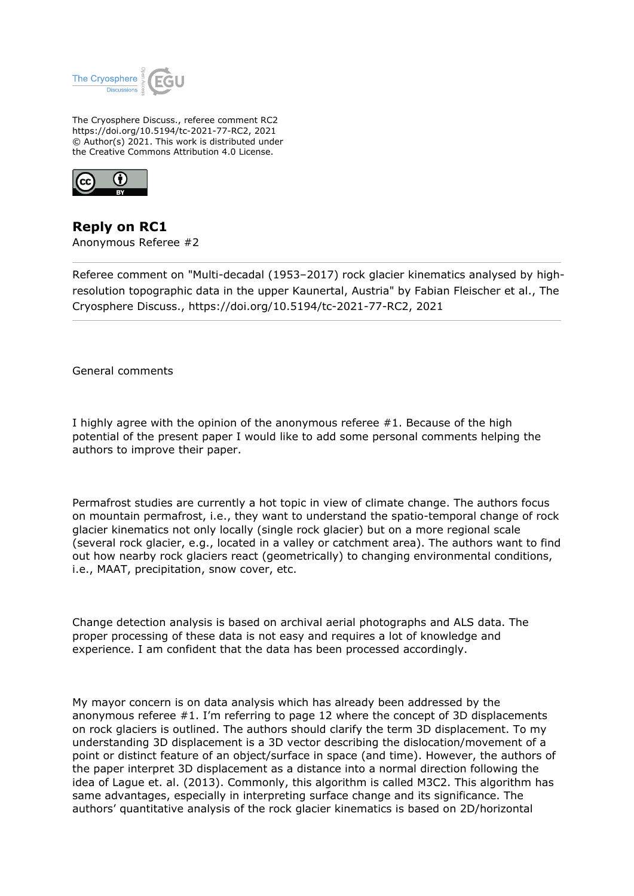The Cryosphere Discuss., referee comment RC2
https://doi.org/10.5194/tc-2021-77-RC2, 2021
© Author(s) 2021. This work is distributed under the Creative Commons Attribution 4.0 License.

## Reply on RC1

Anonymous Referee #2

---

Referee comment on "Multi-decadal (1953–2017) rock glacier kinematics analysed by high-resolution topographic data in the upper Kaunertal, Austria" by Fabian Fleischer et al., The Cryosphere Discuss., https://doi.org/10.5194/tc-2021-77-RC2, 2021

---

General comments

I highly agree with the opinion of the anonymous referee #1. Because of the high potential of the present paper I would like to add some personal comments helping the authors to improve their paper.

Permafrost studies are currently a hot topic in view of climate change. The authors focus on mountain permafrost, i.e., they want to understand the spatio-temporal change of rock glacier kinematics not only locally (single rock glacier) but on a more regional scale (several rock glacier, e.g., located in a valley or catchment area). The authors want to find out how nearby rock glaciers react (geometrically) to changing environmental conditions, i.e., MAAT, precipitation, snow cover, etc.

Change detection analysis is based on archival aerial photographs and ALS data. The proper processing of these data is not easy and requires a lot of knowledge and experience. I am confident that the data has been processed accordingly.

My mayor concern is on data analysis which has already been addressed by the anonymous referee #1. I'm referring to page 12 where the concept of 3D displacements on rock glaciers is outlined. The authors should clarify the term 3D displacement. To my understanding 3D displacement is a 3D vector describing the dislocation/movement of a point or distinct feature of an object/surface in space (and time). However, the authors of the paper interpret 3D displacement as a distance into a normal direction following the idea of Lague et. al. (2013). Commonly, this algorithm is called M3C2. This algorithm has same advantages, especially in interpreting surface change and its significance. The authors' quantitative analysis of the rock glacier kinematics is based on 2D/horizontal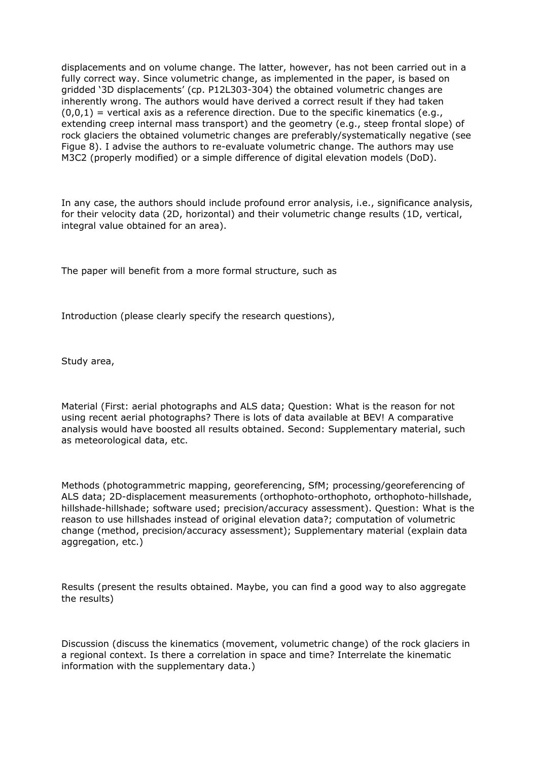displacements and on volume change. The latter, however, has not been carried out in a fully correct way. Since volumetric change, as implemented in the paper, is based on gridded '3D displacements' (cp. P12L303-304) the obtained volumetric changes are inherently wrong. The authors would have derived a correct result if they had taken (0,0,1) = vertical axis as a reference direction. Due to the specific kinematics (e.g., extending creep internal mass transport) and the geometry (e.g., steep frontal slope) of rock glaciers the obtained volumetric changes are preferably/systematically negative (see Figue 8). I advise the authors to re-evaluate volumetric change. The authors may use M3C2 (properly modified) or a simple difference of digital elevation models (DoD).

In any case, the authors should include profound error analysis, i.e., significance analysis, for their velocity data (2D, horizontal) and their volumetric change results (1D, vertical, integral value obtained for an area).

The paper will benefit from a more formal structure, such as

Introduction (please clearly specify the research questions),

Study area,

Material (First: aerial photographs and ALS data; Question: What is the reason for not using recent aerial photographs? There is lots of data available at BEV! A comparative analysis would have boosted all results obtained. Second: Supplementary material, such as meteorological data, etc.

Methods (photogrammetric mapping, georeferencing, SfM; processing/georeferencing of ALS data; 2D-displacement measurements (orthophoto-orthophoto, orthophoto-hillshade, hillshade-hillshade; software used; precision/accuracy assessment). Question: What is the reason to use hillshades instead of original elevation data?; computation of volumetric change (method, precision/accuracy assessment); Supplementary material (explain data aggregation, etc.)

Results (present the results obtained. Maybe, you can find a good way to also aggregate the results)

Discussion (discuss the kinematics (movement, volumetric change) of the rock glaciers in a regional context. Is there a correlation in space and time? Interrelate the kinematic information with the supplementary data.)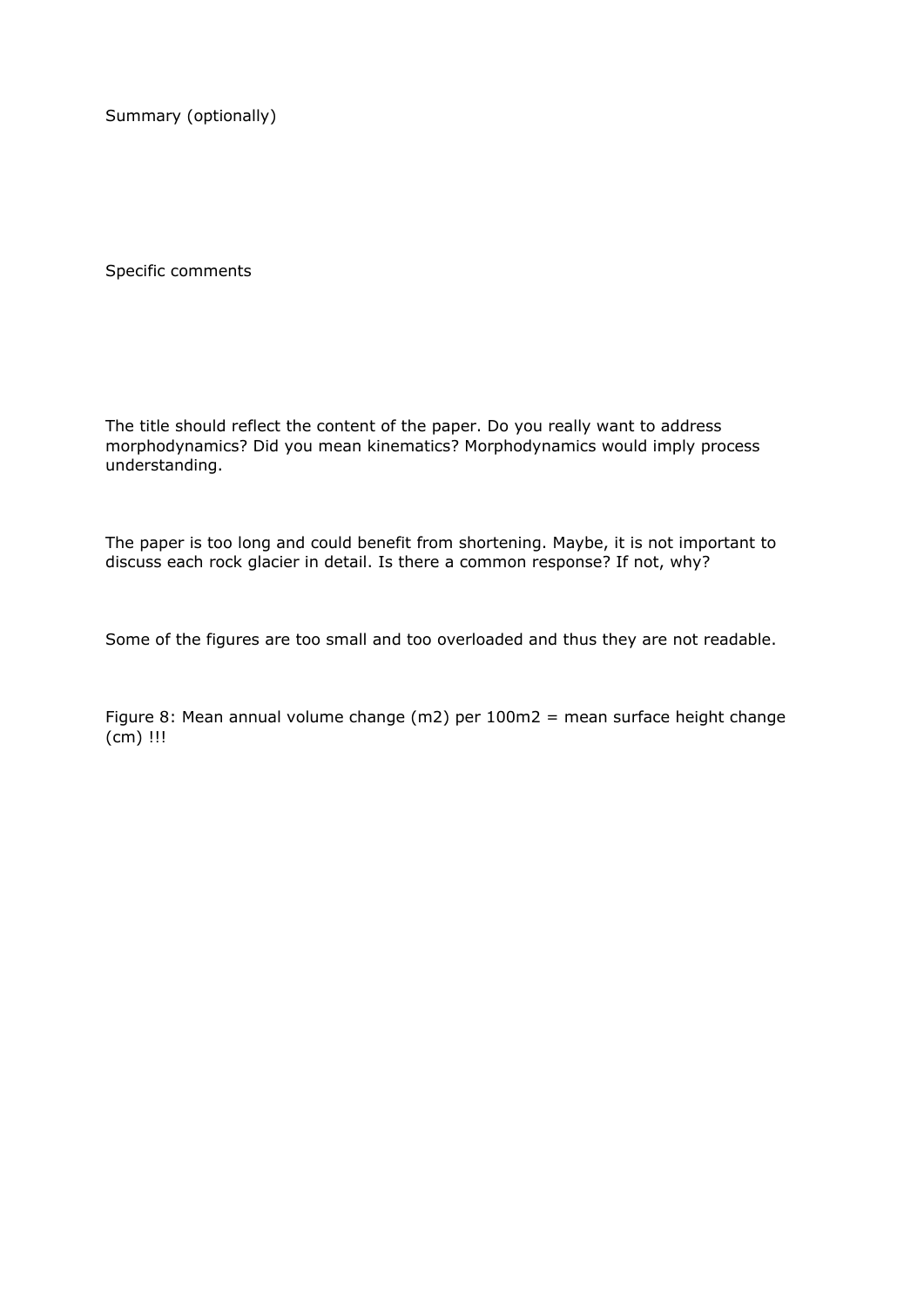Summary (optionally)

Specific comments

The title should reflect the content of the paper. Do you really want to address morphodynamics? Did you mean kinematics? Morphodynamics would imply process understanding.

The paper is too long and could benefit from shortening. Maybe, it is not important to discuss each rock glacier in detail. Is there a common response? If not, why?

Some of the figures are too small and too overloaded and thus they are not readable.

Figure 8: Mean annual volume change ($m^2$) per $100m^2$ = mean surface height change (cm) !!!